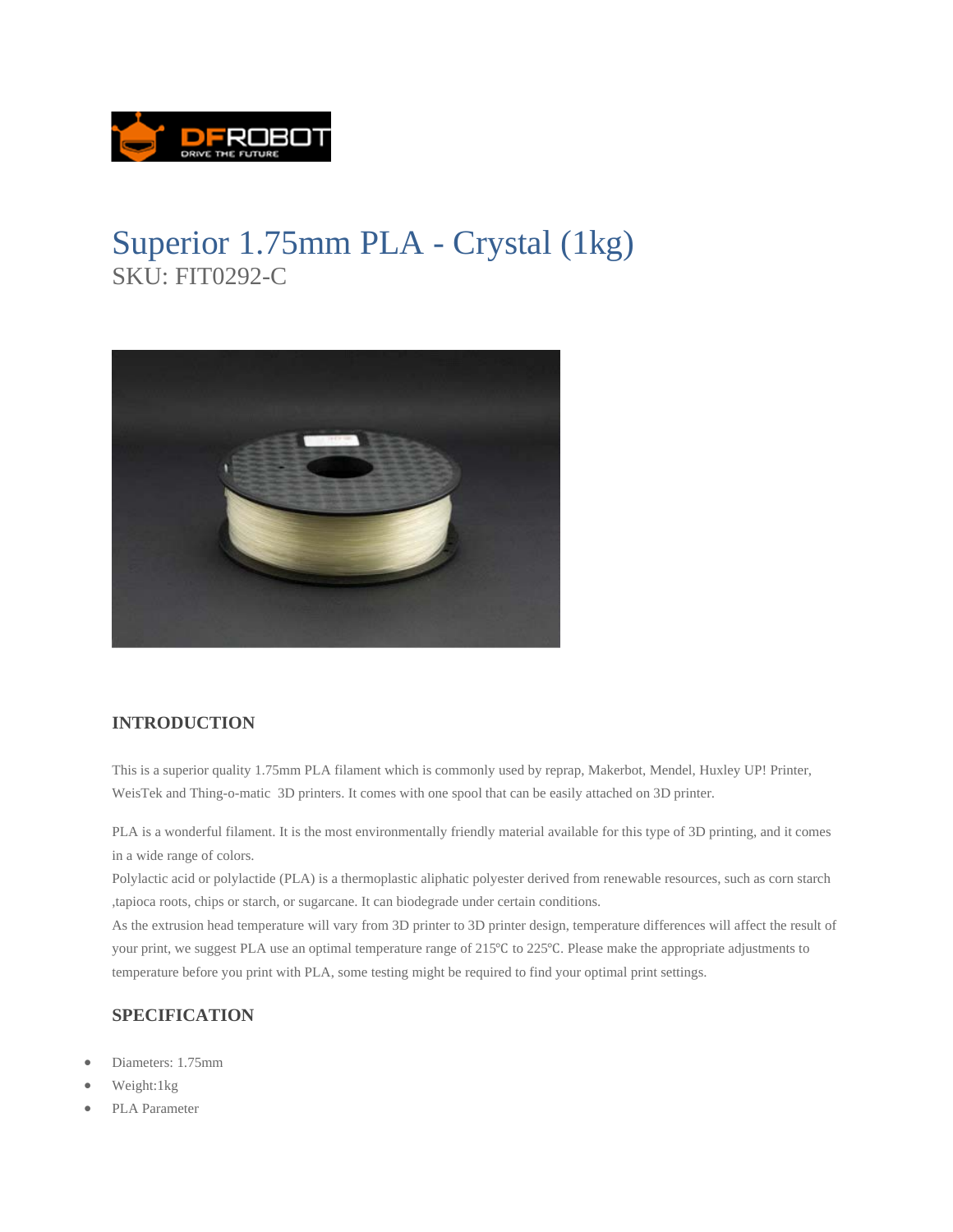# Superior 1.75mm PLA - Crystal (1kg)

SKU: FIT0292-C

## INTRODUCTION

This is a superior quality 1.75mm PLA filament which is commonly used by reprap, Makerbot, Mendel, Huxley UP! Printer, WeisTek and Thing-o-matic 3D printers. It comes with one spool that can be easily attached on 3D printer.

PLA is a wonderful filament. It is the most environmentally friendly material available for this type of 3D printing, and it comes in a wide range of colors.
Polylactic acid or polylactide (PLA) is a thermoplastic aliphatic polyester derived from renewable resources, such as corn starch ,tapioca roots, chips or starch, or sugarcane. It can biodegrade under certain conditions.
As the extrusion head temperature will vary from 3D printer to 3D printer design, temperature differences will affect the result of your print, we suggest PLA use an optimal temperature range of 215℃ to 225℃. Please make the appropriate adjustments to temperature before you print with PLA, some testing might be required to find your optimal print settings.

## SPECIFICATION

- Diameters: 1.75mm
- Weight:1kg
- PLA Parameter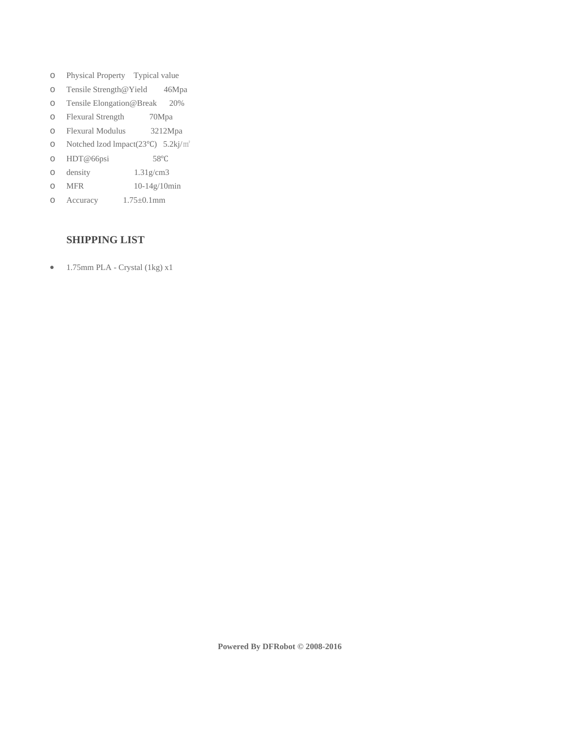- Physical Property  Typical value
- Tensile Strength@Yield  46Mpa
- Tensile Elongation@Break  20%
- Flexural Strength  70Mpa
- Flexural Modulus  3212Mpa
- Notched lzod lmpact(23℃)  5.2kj/㎡
- HDT@66psi  58℃
- density  1.31g/cm3
- MFR  10-14g/10min
- Accuracy  1.75±0.1mm

## SHIPPING LIST

- 1.75mm PLA - Crystal (1kg) x1

**Powered By DFRobot © 2008-2016**